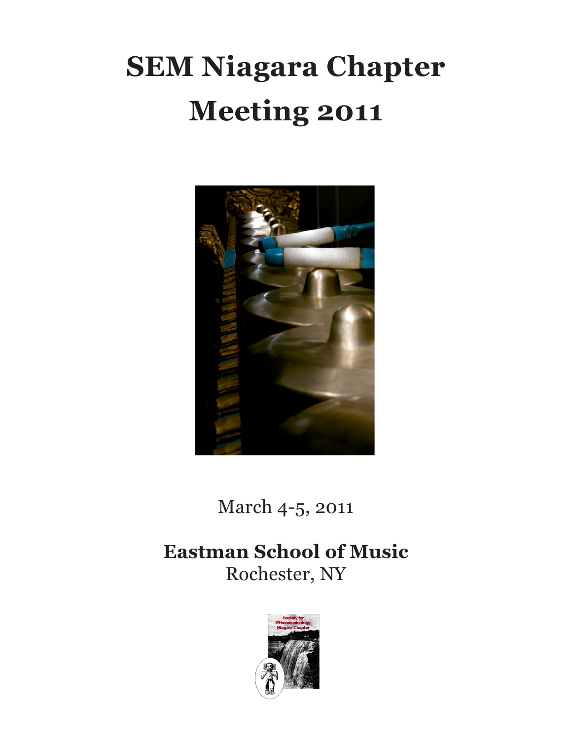# SEM Niagara Chapter Meeting 2011

March 4-5, 2011

**Eastman School of Music**
Rochester, NY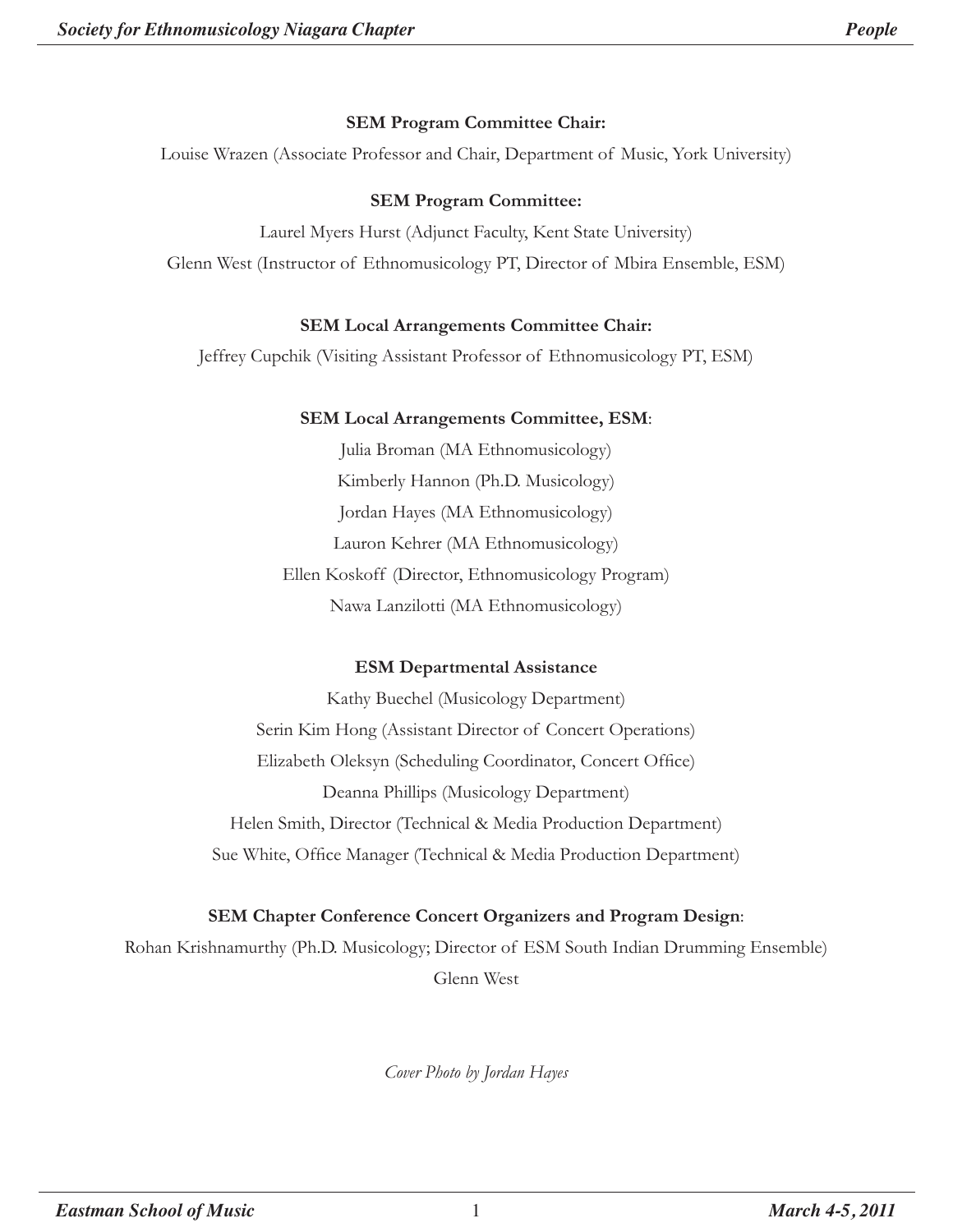**SEM Program Committee Chair:**

Louise Wrazen (Associate Professor and Chair, Department of Music, York University)

**SEM Program Committee:**

Laurel Myers Hurst (Adjunct Faculty, Kent State University)

Glenn West (Instructor of Ethnomusicology PT, Director of Mbira Ensemble, ESM)

**SEM Local Arrangements Committee Chair:**

Jeffrey Cupchik (Visiting Assistant Professor of Ethnomusicology PT, ESM)

**SEM Local Arrangements Committee, ESM**:

Julia Broman (MA Ethnomusicology)

Kimberly Hannon (Ph.D. Musicology)

Jordan Hayes (MA Ethnomusicology)

Lauron Kehrer (MA Ethnomusicology)

Ellen Koskoff (Director, Ethnomusicology Program)

Nawa Lanzilotti (MA Ethnomusicology)

**ESM Departmental Assistance**

Kathy Buechel (Musicology Department)

Serin Kim Hong (Assistant Director of Concert Operations)

Elizabeth Oleksyn (Scheduling Coordinator, Concert Office)

Deanna Phillips (Musicology Department)

Helen Smith, Director (Technical & Media Production Department)

Sue White, Office Manager (Technical & Media Production Department)

**SEM Chapter Conference Concert Organizers and Program Design**:

Rohan Krishnamurthy (Ph.D. Musicology; Director of ESM South Indian Drumming Ensemble)

Glenn West

*Cover Photo by Jordan Hayes*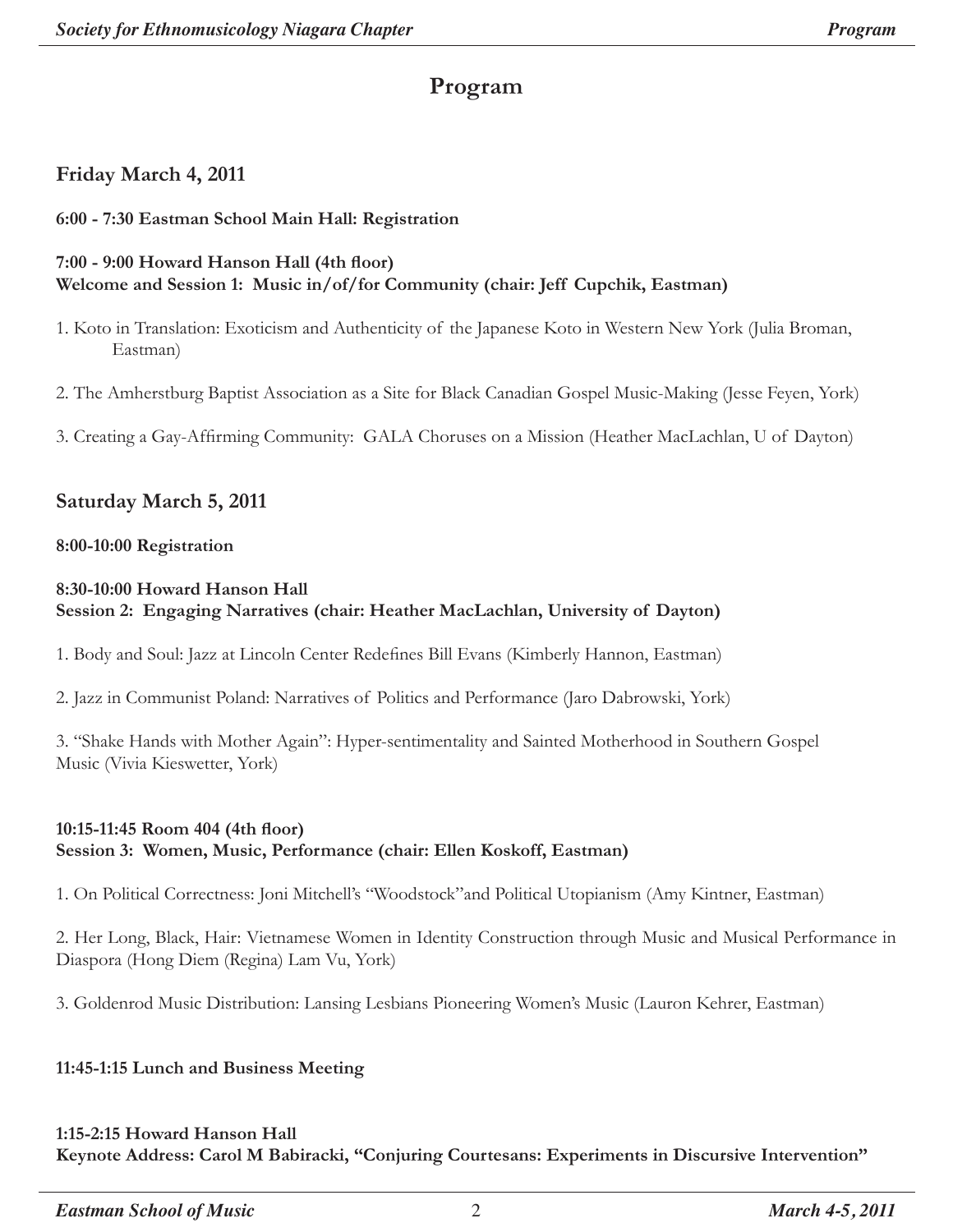# Program

## Friday March 4, 2011

**6:00 - 7:30 Eastman School Main Hall: Registration**

**7:00 - 9:00 Howard Hanson Hall (4th floor)**
**Welcome and Session 1: Music in/of/for Community (chair: Jeff Cupchik, Eastman)**

1. Koto in Translation: Exoticism and Authenticity of the Japanese Koto in Western New York (Julia Broman, Eastman)

2. The Amherstburg Baptist Association as a Site for Black Canadian Gospel Music-Making (Jesse Feyen, York)

3. Creating a Gay-Affirming Community: GALA Choruses on a Mission (Heather MacLachlan, U of Dayton)

## Saturday March 5, 2011

**8:00-10:00 Registration**

**8:30-10:00 Howard Hanson Hall**
**Session 2: Engaging Narratives (chair: Heather MacLachlan, University of Dayton)**

1. Body and Soul: Jazz at Lincoln Center Redefines Bill Evans (Kimberly Hannon, Eastman)

2. Jazz in Communist Poland: Narratives of Politics and Performance (Jaro Dabrowski, York)

3. "Shake Hands with Mother Again": Hyper-sentimentality and Sainted Motherhood in Southern Gospel Music (Vivia Kieswetter, York)

**10:15-11:45 Room 404 (4th floor)**
**Session 3: Women, Music, Performance (chair: Ellen Koskoff, Eastman)**

1. On Political Correctness: Joni Mitchell's "Woodstock"and Political Utopianism (Amy Kintner, Eastman)

2. Her Long, Black, Hair: Vietnamese Women in Identity Construction through Music and Musical Performance in Diaspora (Hong Diem (Regina) Lam Vu, York)

3. Goldenrod Music Distribution: Lansing Lesbians Pioneering Women's Music (Lauron Kehrer, Eastman)

**11:45-1:15 Lunch and Business Meeting**

**1:15-2:15 Howard Hanson Hall**
**Keynote Address: Carol M Babiracki, "Conjuring Courtesans: Experiments in Discursive Intervention"**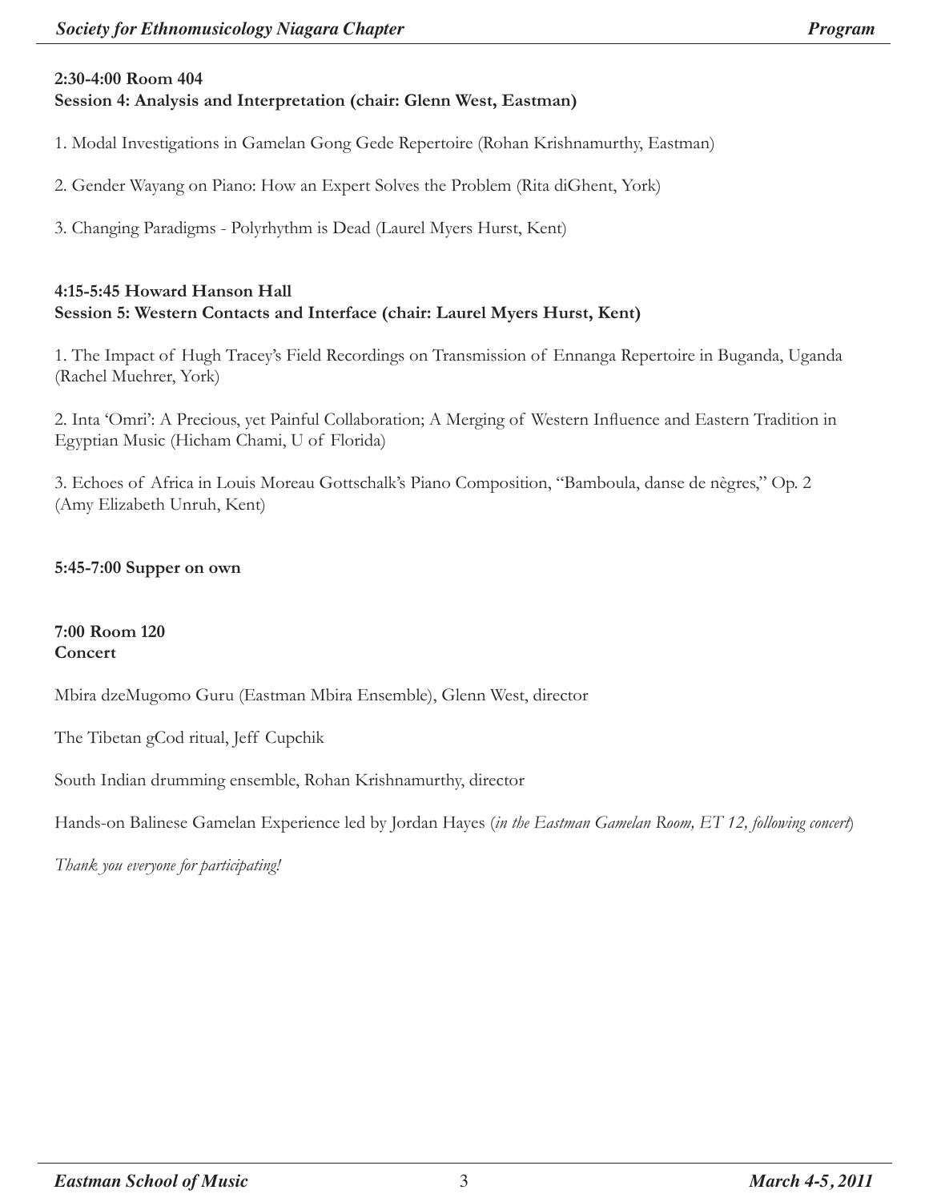**2:30-4:00 Room 404**
**Session 4: Analysis and Interpretation (chair: Glenn West, Eastman)**

1. Modal Investigations in Gamelan Gong Gede Repertoire (Rohan Krishnamurthy, Eastman)

2. Gender Wayang on Piano: How an Expert Solves the Problem (Rita diGhent, York)

3. Changing Paradigms - Polyrhythm is Dead (Laurel Myers Hurst, Kent)

**4:15-5:45 Howard Hanson Hall**
**Session 5: Western Contacts and Interface (chair: Laurel Myers Hurst, Kent)**

1. The Impact of Hugh Tracey's Field Recordings on Transmission of Ennanga Repertoire in Buganda, Uganda (Rachel Muehrer, York)

2. Inta 'Omri': A Precious, yet Painful Collaboration; A Merging of Western Influence and Eastern Tradition in Egyptian Music (Hicham Chami, U of Florida)

3. Echoes of Africa in Louis Moreau Gottschalk's Piano Composition, "Bamboula, danse de nègres," Op. 2 (Amy Elizabeth Unruh, Kent)

**5:45-7:00 Supper on own**

**7:00 Room 120**
**Concert**

Mbira dzeMugomo Guru (Eastman Mbira Ensemble), Glenn West, director

The Tibetan gCod ritual, Jeff Cupchik

South Indian drumming ensemble, Rohan Krishnamurthy, director

Hands-on Balinese Gamelan Experience led by Jordan Hayes (*in the Eastman Gamelan Room, ET 12, following concert*)

*Thank you everyone for participating!*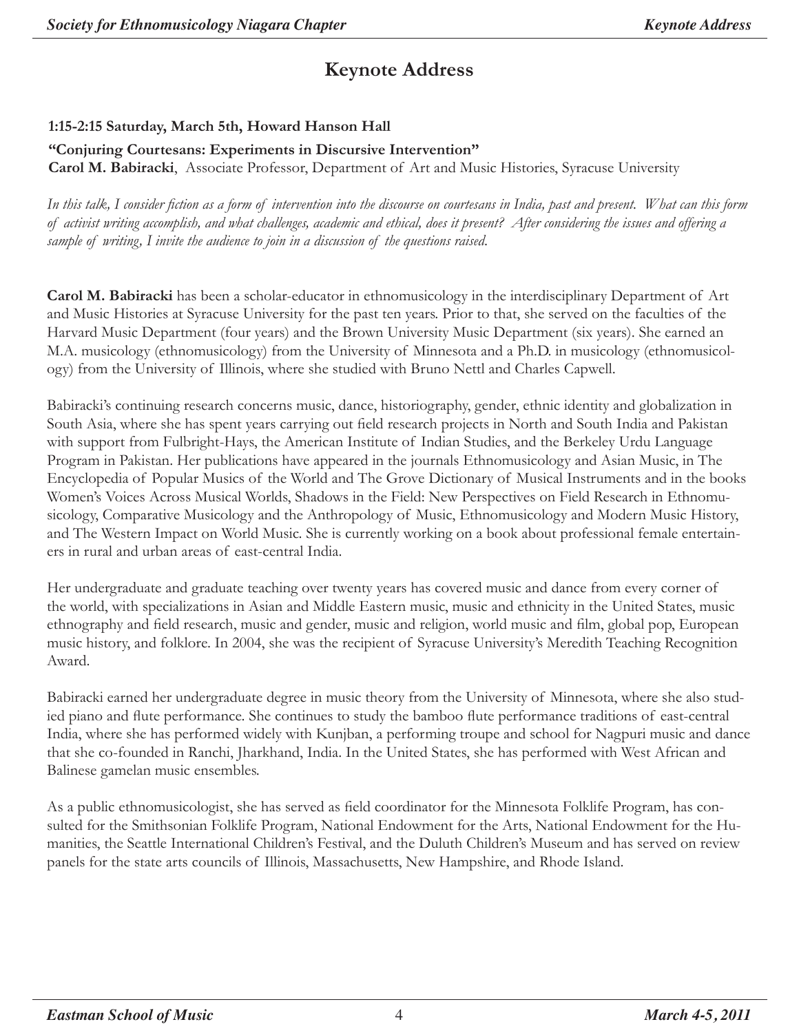# Keynote Address

**1:15-2:15 Saturday, March 5th, Howard Hanson Hall**

**"Conjuring Courtesans: Experiments in Discursive Intervention"**
**Carol M. Babiracki**, Associate Professor, Department of Art and Music Histories, Syracuse University

*In this talk, I consider fiction as a form of intervention into the discourse on courtesans in India, past and present. What can this form of activist writing accomplish, and what challenges, academic and ethical, does it present? After considering the issues and offering a sample of writing, I invite the audience to join in a discussion of the questions raised.*

**Carol M. Babiracki** has been a scholar-educator in ethnomusicology in the interdisciplinary Department of Art and Music Histories at Syracuse University for the past ten years. Prior to that, she served on the faculties of the Harvard Music Department (four years) and the Brown University Music Department (six years). She earned an M.A. musicology (ethnomusicology) from the University of Minnesota and a Ph.D. in musicology (ethnomusicology) from the University of Illinois, where she studied with Bruno Nettl and Charles Capwell.

Babiracki's continuing research concerns music, dance, historiography, gender, ethnic identity and globalization in South Asia, where she has spent years carrying out field research projects in North and South India and Pakistan with support from Fulbright-Hays, the American Institute of Indian Studies, and the Berkeley Urdu Language Program in Pakistan. Her publications have appeared in the journals Ethnomusicology and Asian Music, in The Encyclopedia of Popular Musics of the World and The Grove Dictionary of Musical Instruments and in the books Women's Voices Across Musical Worlds, Shadows in the Field: New Perspectives on Field Research in Ethnomusicology, Comparative Musicology and the Anthropology of Music, Ethnomusicology and Modern Music History, and The Western Impact on World Music. She is currently working on a book about professional female entertainers in rural and urban areas of east-central India.

Her undergraduate and graduate teaching over twenty years has covered music and dance from every corner of the world, with specializations in Asian and Middle Eastern music, music and ethnicity in the United States, music ethnography and field research, music and gender, music and religion, world music and film, global pop, European music history, and folklore. In 2004, she was the recipient of Syracuse University's Meredith Teaching Recognition Award.

Babiracki earned her undergraduate degree in music theory from the University of Minnesota, where she also studied piano and flute performance. She continues to study the bamboo flute performance traditions of east-central India, where she has performed widely with Kunjban, a performing troupe and school for Nagpuri music and dance that she co-founded in Ranchi, Jharkhand, India. In the United States, she has performed with West African and Balinese gamelan music ensembles.

As a public ethnomusicologist, she has served as field coordinator for the Minnesota Folklife Program, has consulted for the Smithsonian Folklife Program, National Endowment for the Arts, National Endowment for the Humanities, the Seattle International Children's Festival, and the Duluth Children's Museum and has served on review panels for the state arts councils of Illinois, Massachusetts, New Hampshire, and Rhode Island.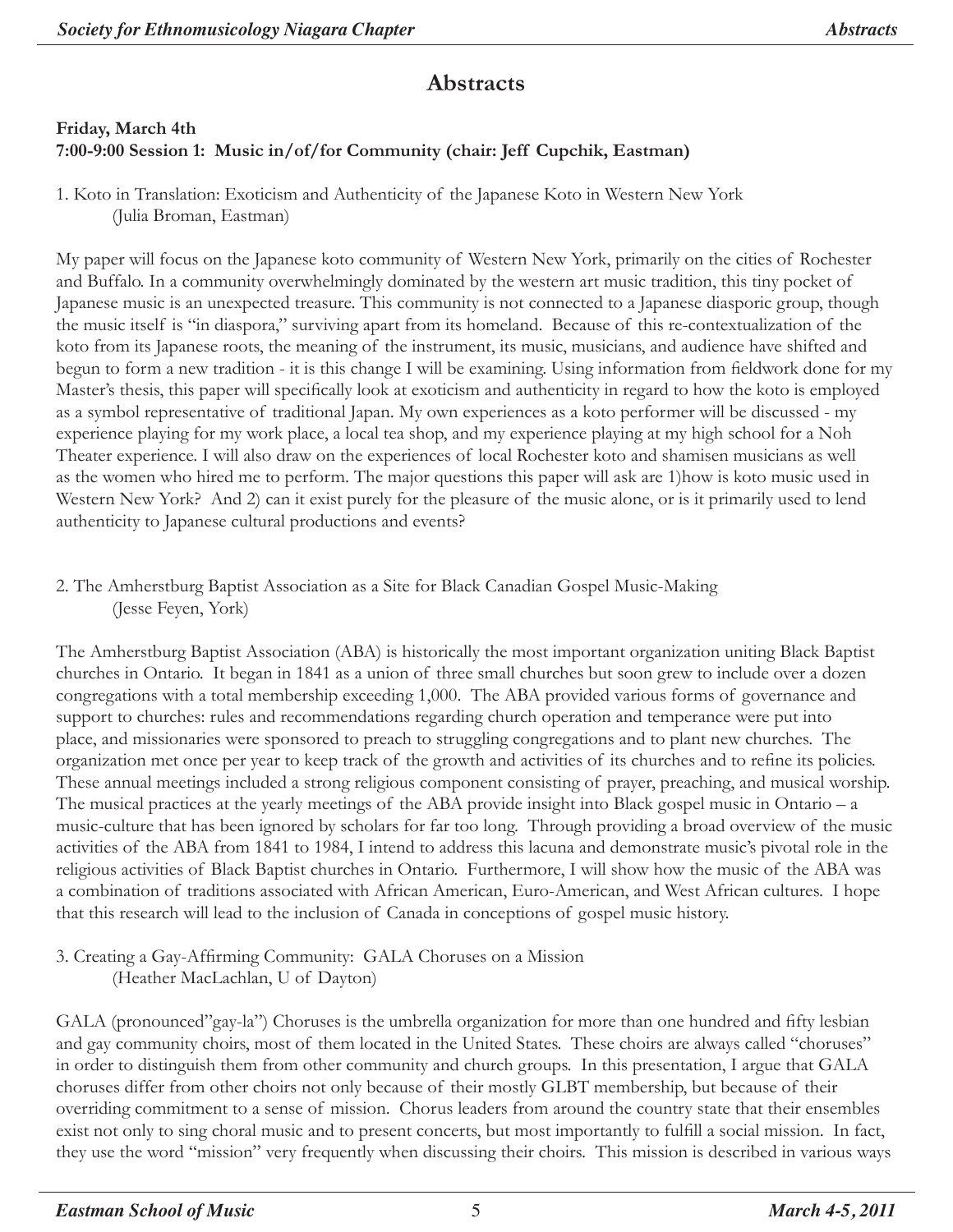# Abstracts

**Friday, March 4th**
**7:00-9:00 Session 1: Music in/of/for Community (chair: Jeff Cupchik, Eastman)**

1. Koto in Translation: Exoticism and Authenticity of the Japanese Koto in Western New York
   (Julia Broman, Eastman)

My paper will focus on the Japanese koto community of Western New York, primarily on the cities of Rochester and Buffalo. In a community overwhelmingly dominated by the western art music tradition, this tiny pocket of Japanese music is an unexpected treasure. This community is not connected to a Japanese diasporic group, though the music itself is "in diaspora," surviving apart from its homeland. Because of this re-contextualization of the koto from its Japanese roots, the meaning of the instrument, its music, musicians, and audience have shifted and begun to form a new tradition - it is this change I will be examining. Using information from fieldwork done for my Master's thesis, this paper will specifically look at exoticism and authenticity in regard to how the koto is employed as a symbol representative of traditional Japan. My own experiences as a koto performer will be discussed - my experience playing for my work place, a local tea shop, and my experience playing at my high school for a Noh Theater experience. I will also draw on the experiences of local Rochester koto and shamisen musicians as well as the women who hired me to perform. The major questions this paper will ask are 1)how is koto music used in Western New York? And 2) can it exist purely for the pleasure of the music alone, or is it primarily used to lend authenticity to Japanese cultural productions and events?

2. The Amherstburg Baptist Association as a Site for Black Canadian Gospel Music-Making
   (Jesse Feyen, York)

The Amherstburg Baptist Association (ABA) is historically the most important organization uniting Black Baptist churches in Ontario. It began in 1841 as a union of three small churches but soon grew to include over a dozen congregations with a total membership exceeding 1,000. The ABA provided various forms of governance and support to churches: rules and recommendations regarding church operation and temperance were put into place, and missionaries were sponsored to preach to struggling congregations and to plant new churches. The organization met once per year to keep track of the growth and activities of its churches and to refine its policies. These annual meetings included a strong religious component consisting of prayer, preaching, and musical worship. The musical practices at the yearly meetings of the ABA provide insight into Black gospel music in Ontario – a music-culture that has been ignored by scholars for far too long. Through providing a broad overview of the music activities of the ABA from 1841 to 1984, I intend to address this lacuna and demonstrate music's pivotal role in the religious activities of Black Baptist churches in Ontario. Furthermore, I will show how the music of the ABA was a combination of traditions associated with African American, Euro-American, and West African cultures. I hope that this research will lead to the inclusion of Canada in conceptions of gospel music history.

3. Creating a Gay-Affirming Community: GALA Choruses on a Mission
   (Heather MacLachlan, U of Dayton)

GALA (pronounced"gay-la") Choruses is the umbrella organization for more than one hundred and fifty lesbian and gay community choirs, most of them located in the United States. These choirs are always called "choruses" in order to distinguish them from other community and church groups. In this presentation, I argue that GALA choruses differ from other choirs not only because of their mostly GLBT membership, but because of their overriding commitment to a sense of mission. Chorus leaders from around the country state that their ensembles exist not only to sing choral music and to present concerts, but most importantly to fulfill a social mission. In fact, they use the word "mission" very frequently when discussing their choirs. This mission is described in various ways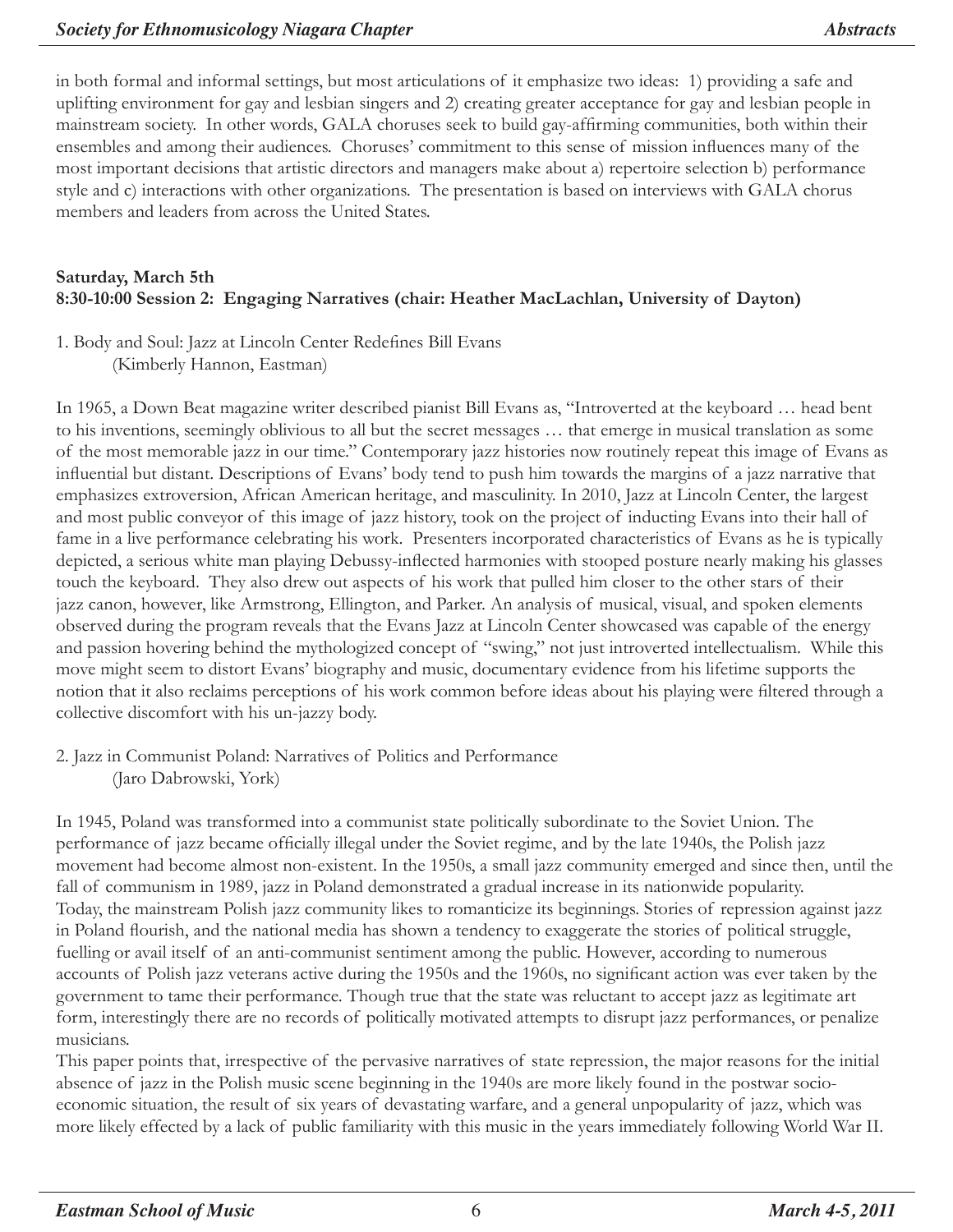in both formal and informal settings, but most articulations of it emphasize two ideas: 1) providing a safe and uplifting environment for gay and lesbian singers and 2) creating greater acceptance for gay and lesbian people in mainstream society. In other words, GALA choruses seek to build gay-affirming communities, both within their ensembles and among their audiences. Choruses' commitment to this sense of mission influences many of the most important decisions that artistic directors and managers make about a) repertoire selection b) performance style and c) interactions with other organizations. The presentation is based on interviews with GALA chorus members and leaders from across the United States.

**Saturday, March 5th**
**8:30-10:00 Session 2: Engaging Narratives (chair: Heather MacLachlan, University of Dayton)**

1. Body and Soul: Jazz at Lincoln Center Redefines Bill Evans
   (Kimberly Hannon, Eastman)

In 1965, a Down Beat magazine writer described pianist Bill Evans as, "Introverted at the keyboard … head bent to his inventions, seemingly oblivious to all but the secret messages … that emerge in musical translation as some of the most memorable jazz in our time." Contemporary jazz histories now routinely repeat this image of Evans as influential but distant. Descriptions of Evans' body tend to push him towards the margins of a jazz narrative that emphasizes extroversion, African American heritage, and masculinity. In 2010, Jazz at Lincoln Center, the largest and most public conveyor of this image of jazz history, took on the project of inducting Evans into their hall of fame in a live performance celebrating his work. Presenters incorporated characteristics of Evans as he is typically depicted, a serious white man playing Debussy-inflected harmonies with stooped posture nearly making his glasses touch the keyboard. They also drew out aspects of his work that pulled him closer to the other stars of their jazz canon, however, like Armstrong, Ellington, and Parker. An analysis of musical, visual, and spoken elements observed during the program reveals that the Evans Jazz at Lincoln Center showcased was capable of the energy and passion hovering behind the mythologized concept of "swing," not just introverted intellectualism. While this move might seem to distort Evans' biography and music, documentary evidence from his lifetime supports the notion that it also reclaims perceptions of his work common before ideas about his playing were filtered through a collective discomfort with his un-jazzy body.

2. Jazz in Communist Poland: Narratives of Politics and Performance
   (Jaro Dabrowski, York)

In 1945, Poland was transformed into a communist state politically subordinate to the Soviet Union. The performance of jazz became officially illegal under the Soviet regime, and by the late 1940s, the Polish jazz movement had become almost non-existent. In the 1950s, a small jazz community emerged and since then, until the fall of communism in 1989, jazz in Poland demonstrated a gradual increase in its nationwide popularity. Today, the mainstream Polish jazz community likes to romanticize its beginnings. Stories of repression against jazz in Poland flourish, and the national media has shown a tendency to exaggerate the stories of political struggle, fuelling or avail itself of an anti-communist sentiment among the public. However, according to numerous accounts of Polish jazz veterans active during the 1950s and the 1960s, no significant action was ever taken by the government to tame their performance. Though true that the state was reluctant to accept jazz as legitimate art form, interestingly there are no records of politically motivated attempts to disrupt jazz performances, or penalize musicians.

This paper points that, irrespective of the pervasive narratives of state repression, the major reasons for the initial absence of jazz in the Polish music scene beginning in the 1940s are more likely found in the postwar socio-economic situation, the result of six years of devastating warfare, and a general unpopularity of jazz, which was more likely effected by a lack of public familiarity with this music in the years immediately following World War II.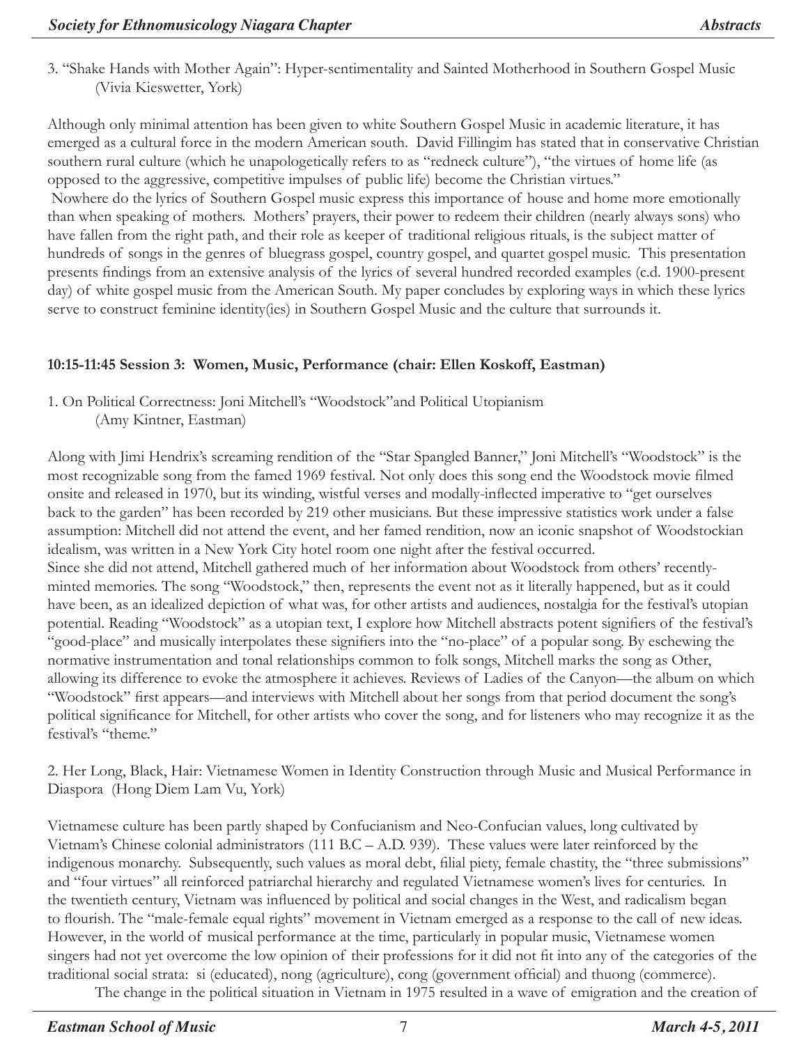3. "Shake Hands with Mother Again": Hyper-sentimentality and Sainted Motherhood in Southern Gospel Music (Vivia Kieswetter, York)

Although only minimal attention has been given to white Southern Gospel Music in academic literature, it has emerged as a cultural force in the modern American south. David Fillingim has stated that in conservative Christian southern rural culture (which he unapologetically refers to as "redneck culture"), "the virtues of home life (as opposed to the aggressive, competitive impulses of public life) become the Christian virtues." Nowhere do the lyrics of Southern Gospel music express this importance of house and home more emotionally than when speaking of mothers. Mothers' prayers, their power to redeem their children (nearly always sons) who have fallen from the right path, and their role as keeper of traditional religious rituals, is the subject matter of hundreds of songs in the genres of bluegrass gospel, country gospel, and quartet gospel music. This presentation presents findings from an extensive analysis of the lyrics of several hundred recorded examples (c.d. 1900-present day) of white gospel music from the American South. My paper concludes by exploring ways in which these lyrics serve to construct feminine identity(ies) in Southern Gospel Music and the culture that surrounds it.

**10:15-11:45 Session 3: Women, Music, Performance (chair: Ellen Koskoff, Eastman)**

1. On Political Correctness: Joni Mitchell's "Woodstock"and Political Utopianism (Amy Kintner, Eastman)

Along with Jimi Hendrix's screaming rendition of the "Star Spangled Banner," Joni Mitchell's "Woodstock" is the most recognizable song from the famed 1969 festival. Not only does this song end the Woodstock movie filmed onsite and released in 1970, but its winding, wistful verses and modally-inflected imperative to "get ourselves back to the garden" has been recorded by 219 other musicians. But these impressive statistics work under a false assumption: Mitchell did not attend the event, and her famed rendition, now an iconic snapshot of Woodstockian idealism, was written in a New York City hotel room one night after the festival occurred.

Since she did not attend, Mitchell gathered much of her information about Woodstock from others' recently-minted memories. The song "Woodstock," then, represents the event not as it literally happened, but as it could have been, as an idealized depiction of what was, for other artists and audiences, nostalgia for the festival's utopian potential. Reading "Woodstock" as a utopian text, I explore how Mitchell abstracts potent signifiers of the festival's "good-place" and musically interpolates these signifiers into the "no-place" of a popular song. By eschewing the normative instrumentation and tonal relationships common to folk songs, Mitchell marks the song as Other, allowing its difference to evoke the atmosphere it achieves. Reviews of Ladies of the Canyon—the album on which "Woodstock" first appears—and interviews with Mitchell about her songs from that period document the song's political significance for Mitchell, for other artists who cover the song, and for listeners who may recognize it as the festival's "theme."

2. Her Long, Black, Hair: Vietnamese Women in Identity Construction through Music and Musical Performance in Diaspora (Hong Diem Lam Vu, York)

Vietnamese culture has been partly shaped by Confucianism and Neo-Confucian values, long cultivated by Vietnam's Chinese colonial administrators (111 B.C – A.D. 939). These values were later reinforced by the indigenous monarchy. Subsequently, such values as moral debt, filial piety, female chastity, the "three submissions" and "four virtues" all reinforced patriarchal hierarchy and regulated Vietnamese women's lives for centuries. In the twentieth century, Vietnam was influenced by political and social changes in the West, and radicalism began to flourish. The "male-female equal rights" movement in Vietnam emerged as a response to the call of new ideas. However, in the world of musical performance at the time, particularly in popular music, Vietnamese women singers had not yet overcome the low opinion of their professions for it did not fit into any of the categories of the traditional social strata: si (educated), nong (agriculture), cong (government official) and thuong (commerce).

The change in the political situation in Vietnam in 1975 resulted in a wave of emigration and the creation of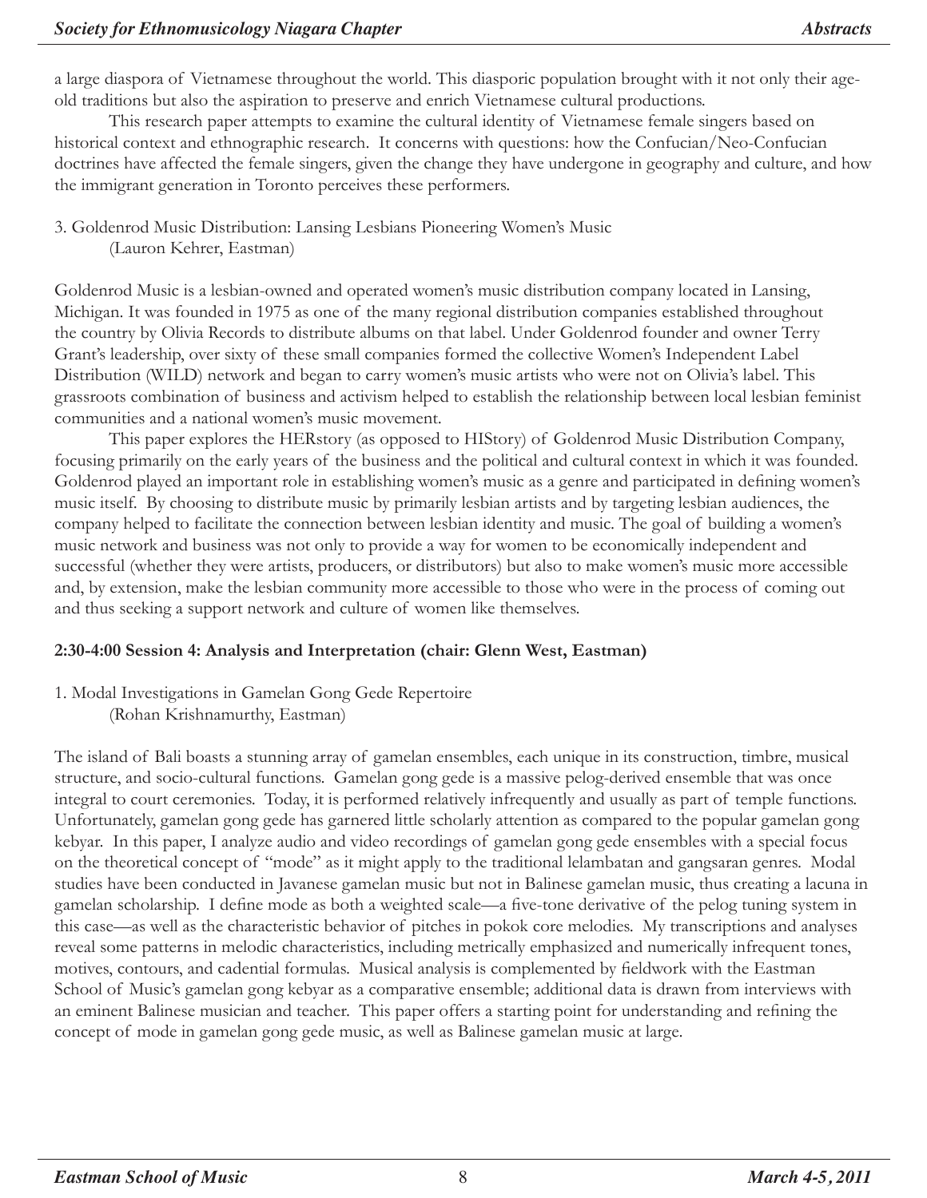a large diaspora of Vietnamese throughout the world. This diasporic population brought with it not only their age-old traditions but also the aspiration to preserve and enrich Vietnamese cultural productions.

This research paper attempts to examine the cultural identity of Vietnamese female singers based on historical context and ethnographic research. It concerns with questions: how the Confucian/Neo-Confucian doctrines have affected the female singers, given the change they have undergone in geography and culture, and how the immigrant generation in Toronto perceives these performers.

3. Goldenrod Music Distribution: Lansing Lesbians Pioneering Women's Music
(Lauron Kehrer, Eastman)

Goldenrod Music is a lesbian-owned and operated women's music distribution company located in Lansing, Michigan. It was founded in 1975 as one of the many regional distribution companies established throughout the country by Olivia Records to distribute albums on that label. Under Goldenrod founder and owner Terry Grant's leadership, over sixty of these small companies formed the collective Women's Independent Label Distribution (WILD) network and began to carry women's music artists who were not on Olivia's label. This grassroots combination of business and activism helped to establish the relationship between local lesbian feminist communities and a national women's music movement.

This paper explores the HERstory (as opposed to HIStory) of Goldenrod Music Distribution Company, focusing primarily on the early years of the business and the political and cultural context in which it was founded. Goldenrod played an important role in establishing women's music as a genre and participated in defining women's music itself. By choosing to distribute music by primarily lesbian artists and by targeting lesbian audiences, the company helped to facilitate the connection between lesbian identity and music. The goal of building a women's music network and business was not only to provide a way for women to be economically independent and successful (whether they were artists, producers, or distributors) but also to make women's music more accessible and, by extension, make the lesbian community more accessible to those who were in the process of coming out and thus seeking a support network and culture of women like themselves.

**2:30-4:00 Session 4: Analysis and Interpretation (chair: Glenn West, Eastman)**

1. Modal Investigations in Gamelan Gong Gede Repertoire
(Rohan Krishnamurthy, Eastman)

The island of Bali boasts a stunning array of gamelan ensembles, each unique in its construction, timbre, musical structure, and socio-cultural functions. Gamelan gong gede is a massive pelog-derived ensemble that was once integral to court ceremonies. Today, it is performed relatively infrequently and usually as part of temple functions. Unfortunately, gamelan gong gede has garnered little scholarly attention as compared to the popular gamelan gong kebyar. In this paper, I analyze audio and video recordings of gamelan gong gede ensembles with a special focus on the theoretical concept of "mode" as it might apply to the traditional lelambatan and gangsaran genres. Modal studies have been conducted in Javanese gamelan music but not in Balinese gamelan music, thus creating a lacuna in gamelan scholarship. I define mode as both a weighted scale—a five-tone derivative of the pelog tuning system in this case—as well as the characteristic behavior of pitches in pokok core melodies. My transcriptions and analyses reveal some patterns in melodic characteristics, including metrically emphasized and numerically infrequent tones, motives, contours, and cadential formulas. Musical analysis is complemented by fieldwork with the Eastman School of Music's gamelan gong kebyar as a comparative ensemble; additional data is drawn from interviews with an eminent Balinese musician and teacher. This paper offers a starting point for understanding and refining the concept of mode in gamelan gong gede music, as well as Balinese gamelan music at large.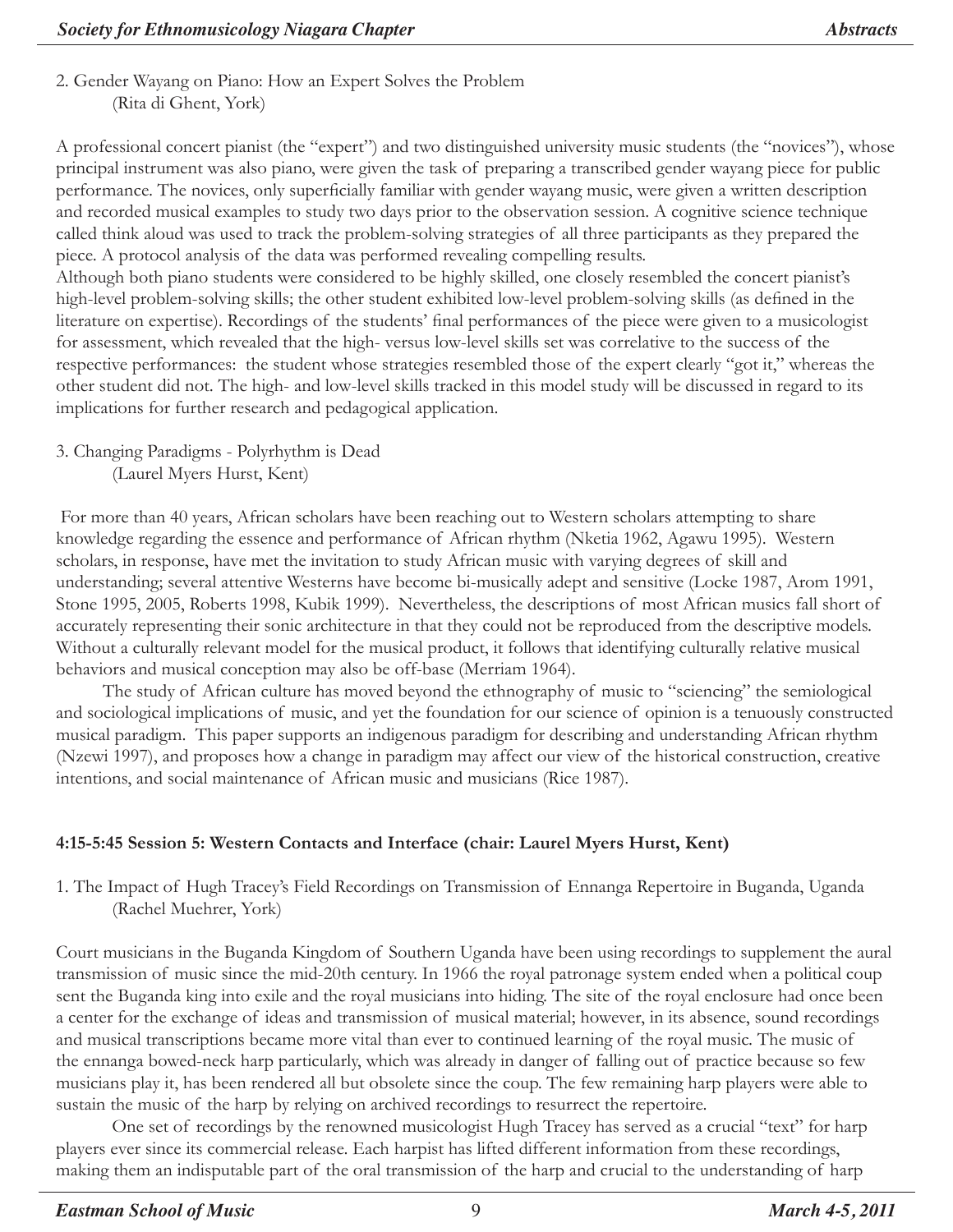2. Gender Wayang on Piano: How an Expert Solves the Problem
   (Rita di Ghent, York)

A professional concert pianist (the "expert") and two distinguished university music students (the "novices"), whose principal instrument was also piano, were given the task of preparing a transcribed gender wayang piece for public performance. The novices, only superficially familiar with gender wayang music, were given a written description and recorded musical examples to study two days prior to the observation session. A cognitive science technique called think aloud was used to track the problem-solving strategies of all three participants as they prepared the piece. A protocol analysis of the data was performed revealing compelling results.

Although both piano students were considered to be highly skilled, one closely resembled the concert pianist's high-level problem-solving skills; the other student exhibited low-level problem-solving skills (as defined in the literature on expertise). Recordings of the students' final performances of the piece were given to a musicologist for assessment, which revealed that the high- versus low-level skills set was correlative to the success of the respective performances: the student whose strategies resembled those of the expert clearly "got it," whereas the other student did not. The high- and low-level skills tracked in this model study will be discussed in regard to its implications for further research and pedagogical application.

3. Changing Paradigms - Polyrhythm is Dead
   (Laurel Myers Hurst, Kent)

For more than 40 years, African scholars have been reaching out to Western scholars attempting to share knowledge regarding the essence and performance of African rhythm (Nketia 1962, Agawu 1995). Western scholars, in response, have met the invitation to study African music with varying degrees of skill and understanding; several attentive Westerns have become bi-musically adept and sensitive (Locke 1987, Arom 1991, Stone 1995, 2005, Roberts 1998, Kubik 1999). Nevertheless, the descriptions of most African musics fall short of accurately representing their sonic architecture in that they could not be reproduced from the descriptive models. Without a culturally relevant model for the musical product, it follows that identifying culturally relative musical behaviors and musical conception may also be off-base (Merriam 1964).

The study of African culture has moved beyond the ethnography of music to "sciencing" the semiological and sociological implications of music, and yet the foundation for our science of opinion is a tenuously constructed musical paradigm. This paper supports an indigenous paradigm for describing and understanding African rhythm (Nzewi 1997), and proposes how a change in paradigm may affect our view of the historical construction, creative intentions, and social maintenance of African music and musicians (Rice 1987).

**4:15-5:45 Session 5: Western Contacts and Interface (chair: Laurel Myers Hurst, Kent)**

1. The Impact of Hugh Tracey's Field Recordings on Transmission of Ennanga Repertoire in Buganda, Uganda
   (Rachel Muehrer, York)

Court musicians in the Buganda Kingdom of Southern Uganda have been using recordings to supplement the aural transmission of music since the mid-20th century. In 1966 the royal patronage system ended when a political coup sent the Buganda king into exile and the royal musicians into hiding. The site of the royal enclosure had once been a center for the exchange of ideas and transmission of musical material; however, in its absence, sound recordings and musical transcriptions became more vital than ever to continued learning of the royal music. The music of the ennanga bowed-neck harp particularly, which was already in danger of falling out of practice because so few musicians play it, has been rendered all but obsolete since the coup. The few remaining harp players were able to sustain the music of the harp by relying on archived recordings to resurrect the repertoire.

One set of recordings by the renowned musicologist Hugh Tracey has served as a crucial "text" for harp players ever since its commercial release. Each harpist has lifted different information from these recordings, making them an indisputable part of the oral transmission of the harp and crucial to the understanding of harp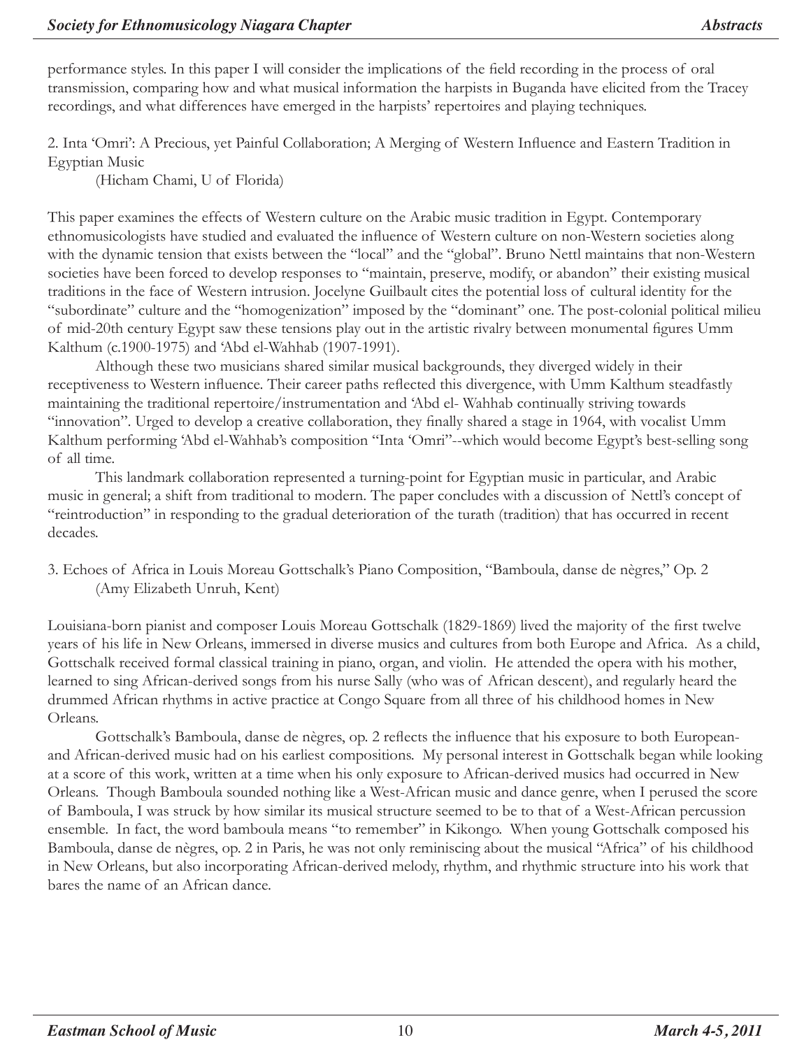performance styles. In this paper I will consider the implications of the field recording in the process of oral transmission, comparing how and what musical information the harpists in Buganda have elicited from the Tracey recordings, and what differences have emerged in the harpists' repertoires and playing techniques.

2. Inta 'Omri': A Precious, yet Painful Collaboration; A Merging of Western Influence and Eastern Tradition in Egyptian Music

(Hicham Chami, U of Florida)

This paper examines the effects of Western culture on the Arabic music tradition in Egypt. Contemporary ethnomusicologists have studied and evaluated the influence of Western culture on non-Western societies along with the dynamic tension that exists between the "local" and the "global". Bruno Nettl maintains that non-Western societies have been forced to develop responses to "maintain, preserve, modify, or abandon" their existing musical traditions in the face of Western intrusion. Jocelyne Guilbault cites the potential loss of cultural identity for the "subordinate" culture and the "homogenization" imposed by the "dominant" one. The post-colonial political milieu of mid-20th century Egypt saw these tensions play out in the artistic rivalry between monumental figures Umm Kalthum (c.1900-1975) and 'Abd el-Wahhab (1907-1991).

Although these two musicians shared similar musical backgrounds, they diverged widely in their receptiveness to Western influence. Their career paths reflected this divergence, with Umm Kalthum steadfastly maintaining the traditional repertoire/instrumentation and 'Abd el- Wahhab continually striving towards "innovation". Urged to develop a creative collaboration, they finally shared a stage in 1964, with vocalist Umm Kalthum performing 'Abd el-Wahhab's composition "Inta 'Omri"--which would become Egypt's best-selling song of all time.

This landmark collaboration represented a turning-point for Egyptian music in particular, and Arabic music in general; a shift from traditional to modern. The paper concludes with a discussion of Nettl's concept of "reintroduction" in responding to the gradual deterioration of the turath (tradition) that has occurred in recent decades.

3. Echoes of Africa in Louis Moreau Gottschalk's Piano Composition, "Bamboula, danse de nègres," Op. 2

(Amy Elizabeth Unruh, Kent)

Louisiana-born pianist and composer Louis Moreau Gottschalk (1829-1869) lived the majority of the first twelve years of his life in New Orleans, immersed in diverse musics and cultures from both Europe and Africa. As a child, Gottschalk received formal classical training in piano, organ, and violin. He attended the opera with his mother, learned to sing African-derived songs from his nurse Sally (who was of African descent), and regularly heard the drummed African rhythms in active practice at Congo Square from all three of his childhood homes in New Orleans.

Gottschalk's Bamboula, danse de nègres, op. 2 reflects the influence that his exposure to both European- and African-derived music had on his earliest compositions. My personal interest in Gottschalk began while looking at a score of this work, written at a time when his only exposure to African-derived musics had occurred in New Orleans. Though Bamboula sounded nothing like a West-African music and dance genre, when I perused the score of Bamboula, I was struck by how similar its musical structure seemed to be to that of a West-African percussion ensemble. In fact, the word bamboula means "to remember" in Kikongo. When young Gottschalk composed his Bamboula, danse de nègres, op. 2 in Paris, he was not only reminiscing about the musical "Africa" of his childhood in New Orleans, but also incorporating African-derived melody, rhythm, and rhythmic structure into his work that bares the name of an African dance.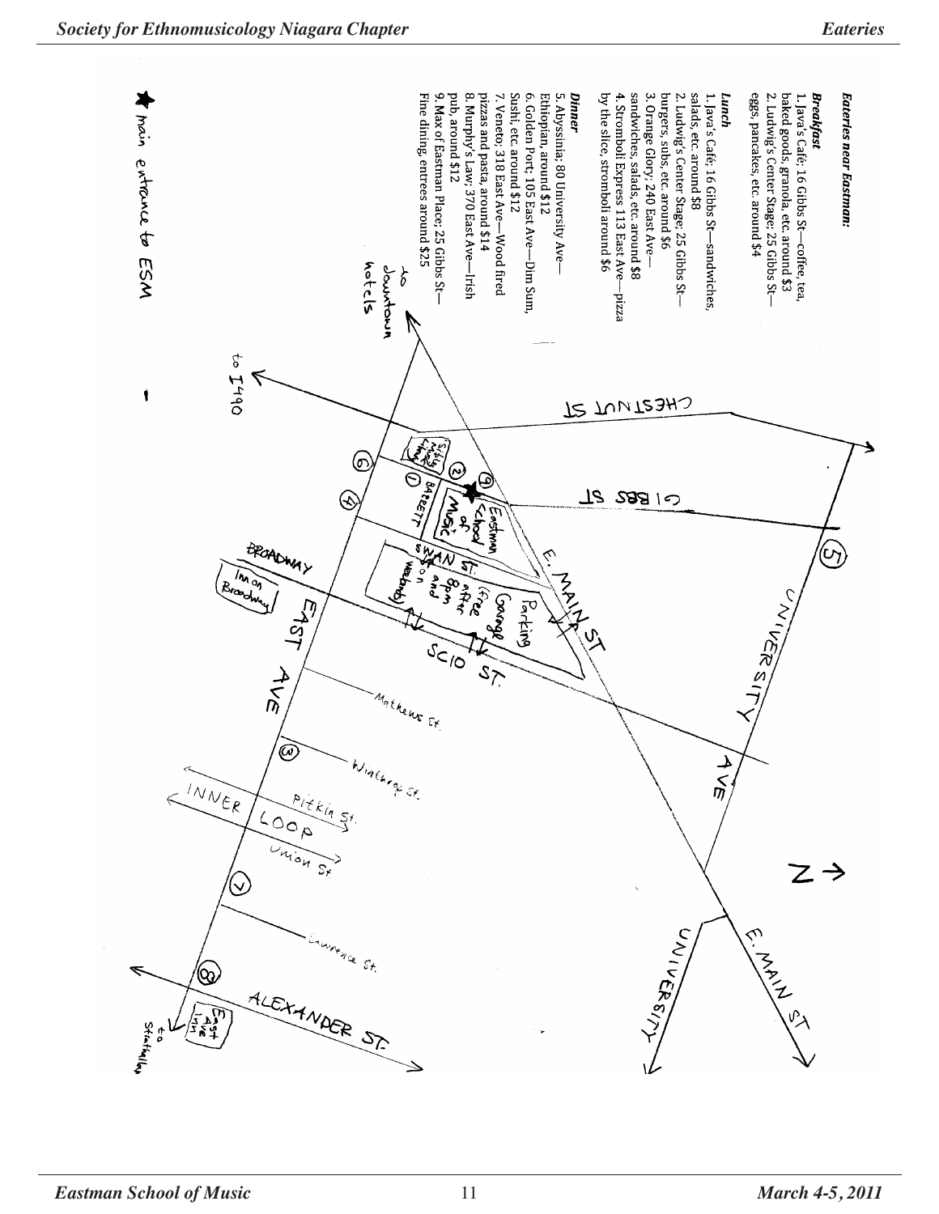## *Eateries near Eastman:*

***Breakfast***

1. Java's Café; 16 Gibbs St—coffee, tea, baked goods, granola, etc. around $3
2. Ludwig's Center Stage; 25 Gibbs St—eggs, pancakes, etc. around $4

***Lunch***

1. Java's Café; 16 Gibbs St—sandwiches, salads, etc. around $8
2. Ludwig's Center Stage; 25 Gibbs St—burgers, subs, etc. around $6
3. Orange Glory; 240 East Ave—sandwiches, salads, etc. around $8
4. Stromboli Express 113 East Ave—pizza by the slice, stromboli around $6

***Dinner***

5. Abyssinia; 80 University Ave—Ethiopian, around $12
6. Golden Port; 105 East Ave—Dim Sum, Sushi, etc. around $12
7. Veneto; 318 East Ave—Wood fired pizzas and pasta, around $14
8. Murphy's Law; 370 East Ave—Irish pub, around $12
9. Max of Eastman Place; 25 Gibbs St—Fine dining, entrees around $25

CHESTNUT ST
GIBBS ST
UNIVERSITY AVE
E. MAIN ST
Eastman School of Music
BARRETT
Sibley Music Library
SWAN ST.
Parking Garage (free after 8pm and on weekends)
SCIO ST.
BROADWAY
Inn on Broadway
EAST AVE
Mathews St.
Winthrop St.
Pitkin St.
INNER LOOP
Union St.
Lawrence St.
ALEXANDER ST.
East Ave Inn
to I490
to Downtown hotels
to Strathallan
N →

★ main entrance to ESM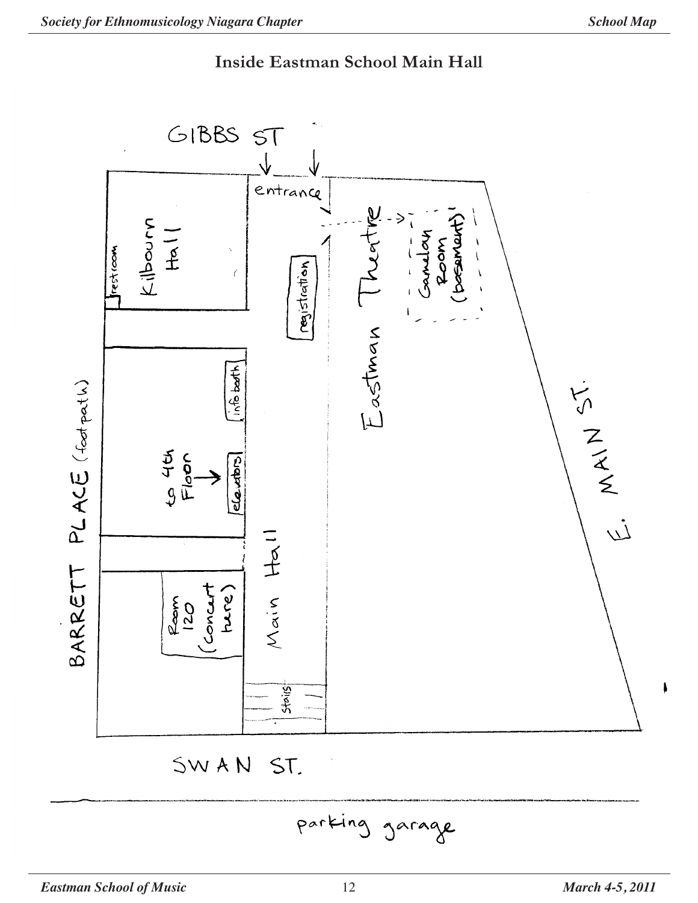# Inside Eastman School Main Hall

GIBBS ST

entrance

Kilbourn Hall

restroom

registration

Eastman Theatre

Gamelan Room (basement)

info booth

to 4th Floor

elevators

BARRETT PLACE (foot path)

E. MAIN ST.

Room 120 (concert here)

Main Hall

stairs

SWAN ST.

parking garage